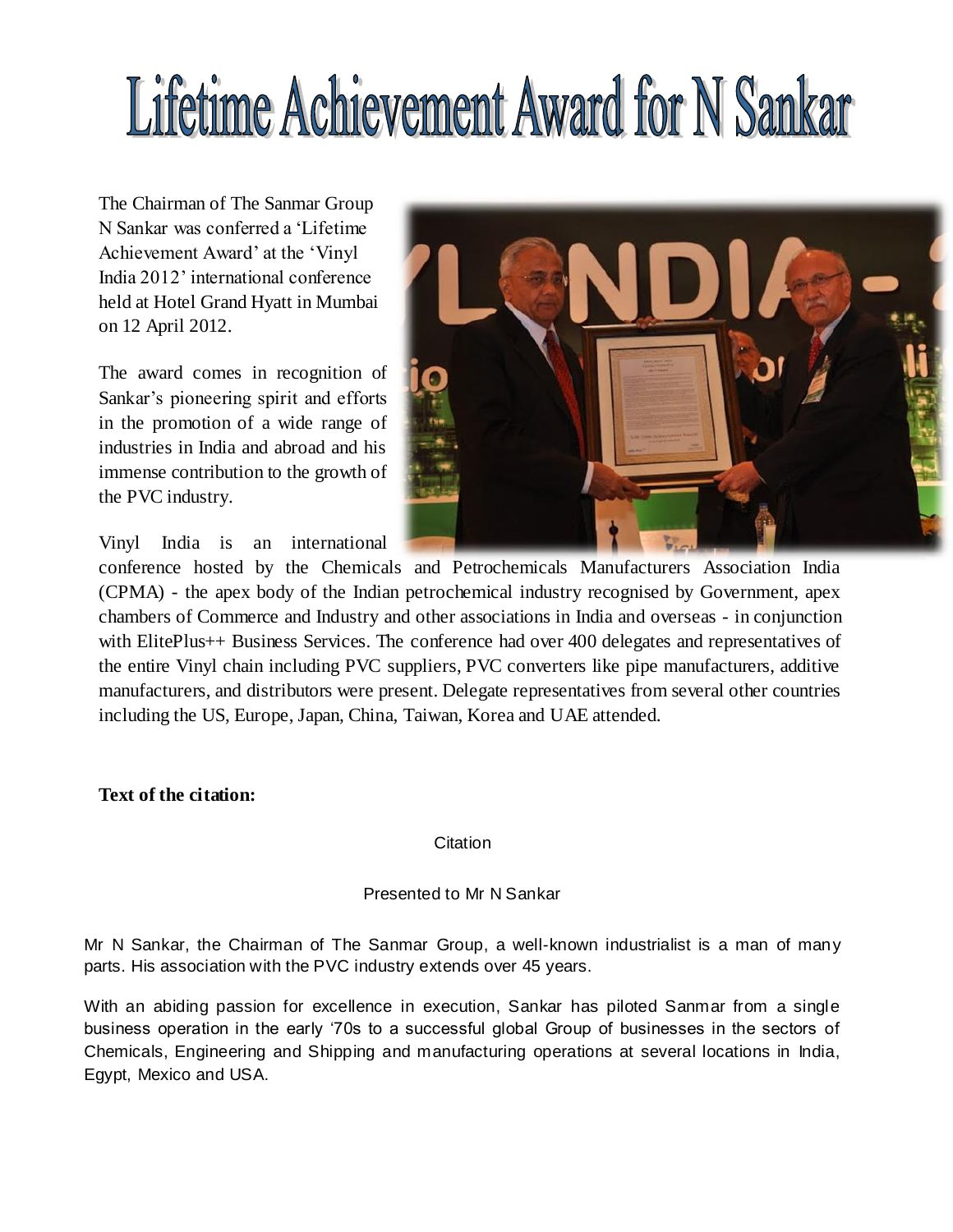# Lifetime Achievement Award for N Sankar

The Chairman of The Sanmar Group N Sankar was conferred a 'Lifetime Achievement Award' at the 'Vinyl India 2012' international conference held at Hotel Grand Hyatt in Mumbai on 12 April 2012.

The award comes in recognition of Sankar's pioneering spirit and efforts in the promotion of a wide range of industries in India and abroad and his immense contribution to the growth of the PVC industry.

Vinyl India is an international conference hosted by the Chemicals and Petrochemicals Manufacturers Association India (CPMA) - the apex body of the Indian petrochemical industry recognised by Government, apex chambers of Commerce and Industry and other associations in India and overseas - in conjunction with ElitePlus++ Business Services. The conference had over 400 delegates and representatives of the entire Vinyl chain including PVC suppliers, PVC converters like pipe manufacturers, additive manufacturers, and distributors were present. Delegate representatives from several other countries including the US, Europe, Japan, China, Taiwan, Korea and UAE attended.

**Text of the citation:**

Citation

Presented to Mr N Sankar

Mr N Sankar, the Chairman of The Sanmar Group, a well-known industrialist is a man of many parts. His association with the PVC industry extends over 45 years.

With an abiding passion for excellence in execution, Sankar has piloted Sanmar from a single business operation in the early '70s to a successful global Group of businesses in the sectors of Chemicals, Engineering and Shipping and manufacturing operations at several locations in India, Egypt, Mexico and USA.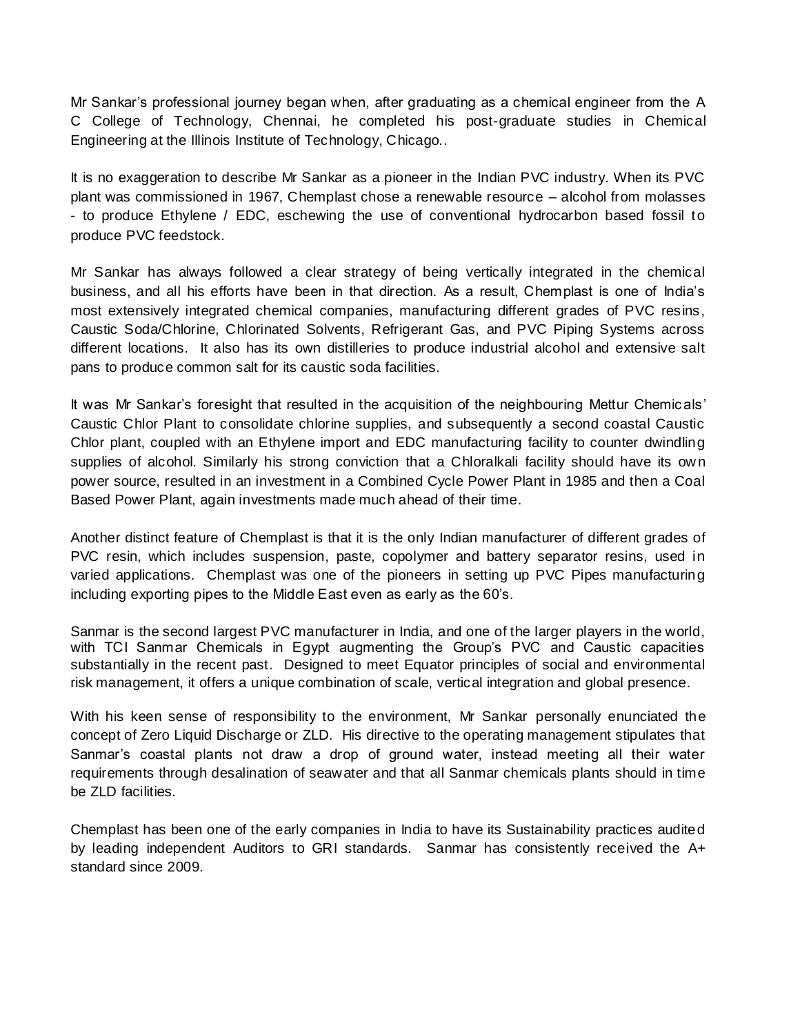Mr Sankar's professional journey began when, after graduating as a chemical engineer from the A C College of Technology, Chennai, he completed his post-graduate studies in Chemical Engineering at the Illinois Institute of Technology, Chicago..

It is no exaggeration to describe Mr Sankar as a pioneer in the Indian PVC industry. When its PVC plant was commissioned in 1967, Chemplast chose a renewable resource – alcohol from molasses - to produce Ethylene / EDC, eschewing the use of conventional hydrocarbon based fossil to produce PVC feedstock.

Mr Sankar has always followed a clear strategy of being vertically integrated in the chemical business, and all his efforts have been in that direction. As a result, Chemplast is one of India's most extensively integrated chemical companies, manufacturing different grades of PVC resins, Caustic Soda/Chlorine, Chlorinated Solvents, Refrigerant Gas, and PVC Piping Systems across different locations. It also has its own distilleries to produce industrial alcohol and extensive salt pans to produce common salt for its caustic soda facilities.

It was Mr Sankar's foresight that resulted in the acquisition of the neighbouring Mettur Chemicals' Caustic Chlor Plant to consolidate chlorine supplies, and subsequently a second coastal Caustic Chlor plant, coupled with an Ethylene import and EDC manufacturing facility to counter dwindling supplies of alcohol. Similarly his strong conviction that a Chloralkali facility should have its own power source, resulted in an investment in a Combined Cycle Power Plant in 1985 and then a Coal Based Power Plant, again investments made much ahead of their time.

Another distinct feature of Chemplast is that it is the only Indian manufacturer of different grades of PVC resin, which includes suspension, paste, copolymer and battery separator resins, used in varied applications. Chemplast was one of the pioneers in setting up PVC Pipes manufacturing including exporting pipes to the Middle East even as early as the 60's.

Sanmar is the second largest PVC manufacturer in India, and one of the larger players in the world, with TCI Sanmar Chemicals in Egypt augmenting the Group's PVC and Caustic capacities substantially in the recent past. Designed to meet Equator principles of social and environmental risk management, it offers a unique combination of scale, vertical integration and global presence.

With his keen sense of responsibility to the environment, Mr Sankar personally enunciated the concept of Zero Liquid Discharge or ZLD. His directive to the operating management stipulates that Sanmar's coastal plants not draw a drop of ground water, instead meeting all their water requirements through desalination of seawater and that all Sanmar chemicals plants should in time be ZLD facilities.

Chemplast has been one of the early companies in India to have its Sustainability practices audited by leading independent Auditors to GRI standards. Sanmar has consistently received the A+ standard since 2009.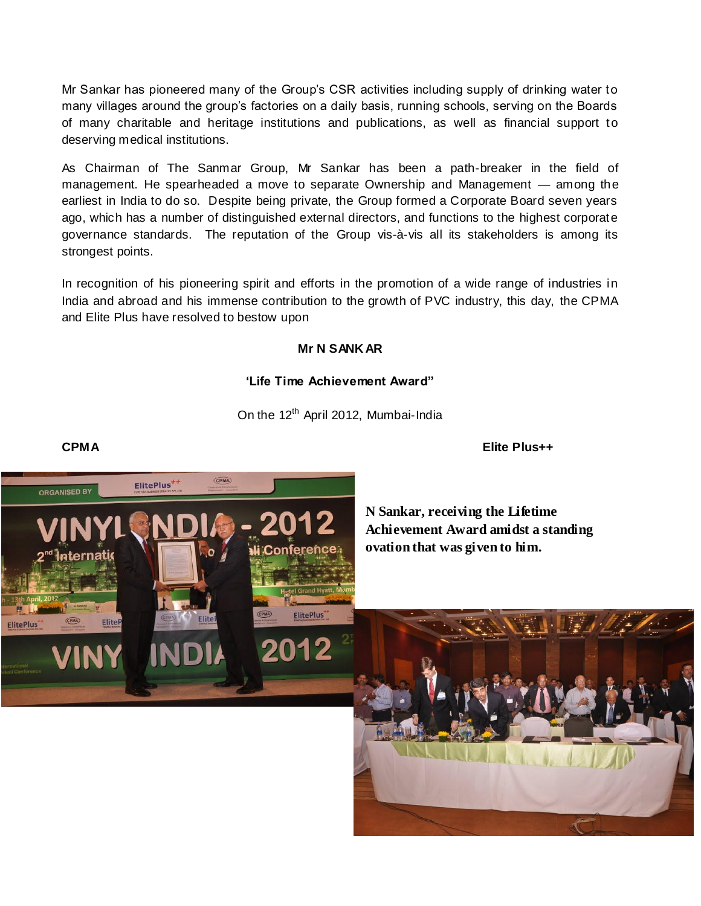Mr Sankar has pioneered many of the Group's CSR activities including supply of drinking water to many villages around the group's factories on a daily basis, running schools, serving on the Boards of many charitable and heritage institutions and publications, as well as financial support to deserving medical institutions.

As Chairman of The Sanmar Group, Mr Sankar has been a path-breaker in the field of management. He spearheaded a move to separate Ownership and Management — among the earliest in India to do so. Despite being private, the Group formed a Corporate Board seven years ago, which has a number of distinguished external directors, and functions to the highest corporate governance standards. The reputation of the Group vis-à-vis all its stakeholders is among its strongest points.

In recognition of his pioneering spirit and efforts in the promotion of a wide range of industries in India and abroad and his immense contribution to the growth of PVC industry, this day, the CPMA and Elite Plus have resolved to bestow upon

**Mr N SANKAR**

**'Life Time Achievement Award"**

On the 12th April 2012, Mumbai-India

**CPMA** **Elite Plus++**

**N Sankar, receiving the Lifetime Achievement Award amidst a standing ovation that was given to him.**